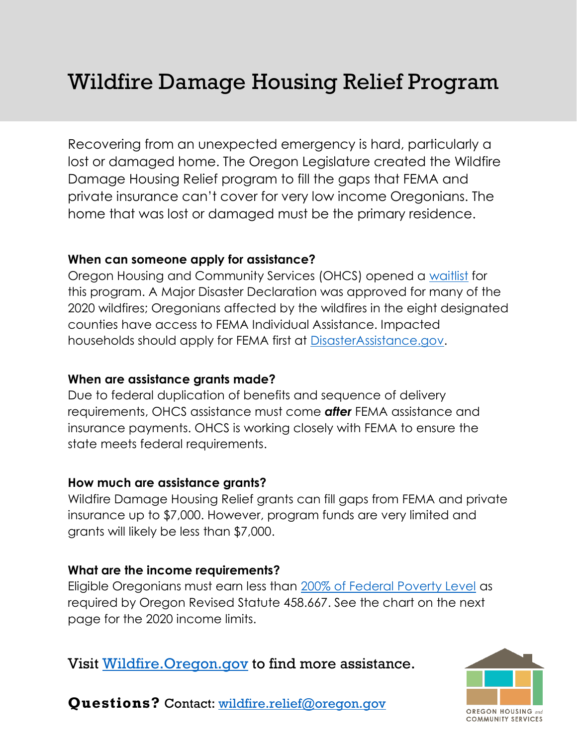# Wildfire Damage Housing Relief Program

Recovering from an unexpected emergency is hard, particularly a lost or damaged home. The Oregon Legislature created the Wildfire Damage Housing Relief program to fill the gaps that FEMA and private insurance can't cover for very low income Oregonians. The home that was lost or damaged must be the primary residence.

**When can someone apply for assistance?**

Oregon Housing and Community Services (OHCS) opened a [waitlist]() for this program. A Major Disaster Declaration was approved for many of the 2020 wildfires; Oregonians affected by the wildfires in the eight designated counties have access to FEMA Individual Assistance. Impacted households should apply for FEMA first at [DisasterAssistance.gov]().

**When are assistance grants made?**

Due to federal duplication of benefits and sequence of delivery requirements, OHCS assistance must come ***after*** FEMA assistance and insurance payments. OHCS is working closely with FEMA to ensure the state meets federal requirements.

**How much are assistance grants?**

Wildfire Damage Housing Relief grants can fill gaps from FEMA and private insurance up to $7,000. However, program funds are very limited and grants will likely be less than $7,000.

**What are the income requirements?**

Eligible Oregonians must earn less than [200% of Federal Poverty Level]() as required by Oregon Revised Statute 458.667. See the chart on the next page for the 2020 income limits.

Visit [Wildfire.Oregon.gov]() to find more assistance.

**Questions?** Contact: [wildfire.relief@oregon.gov]()

OREGON HOUSING and COMMUNITY SERVICES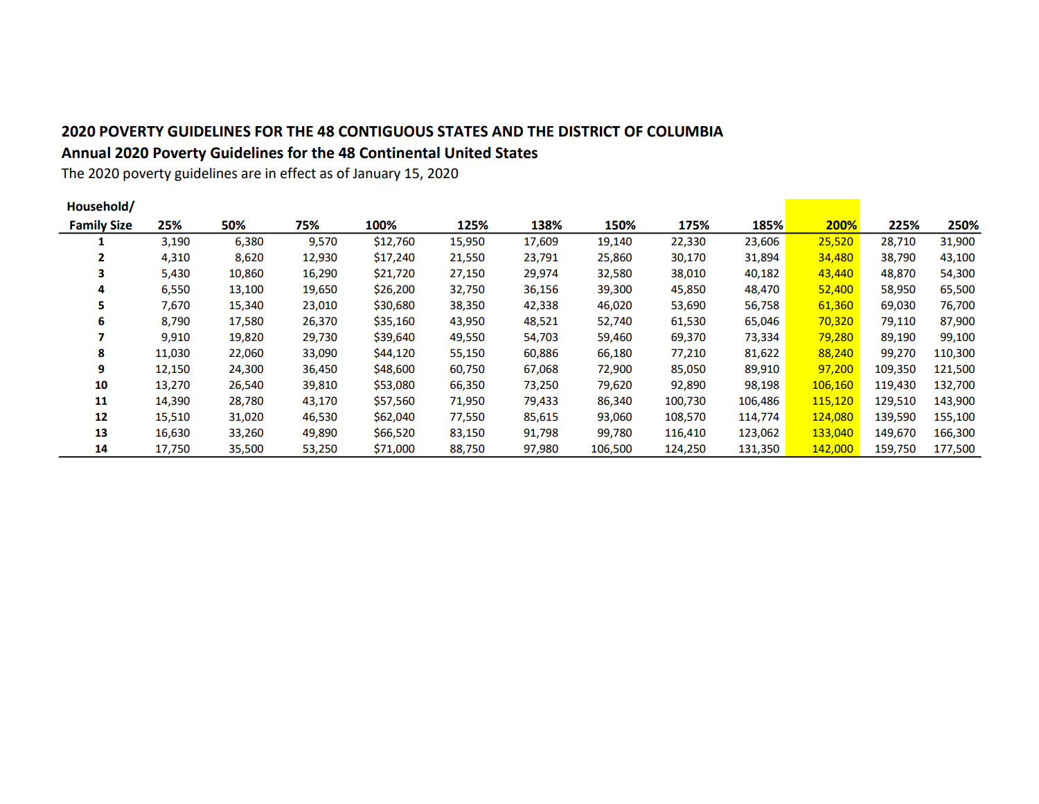**2020 POVERTY GUIDELINES FOR THE 48 CONTIGUOUS STATES AND THE DISTRICT OF COLUMBIA**

**Annual 2020 Poverty Guidelines for the 48 Continental United States**

The 2020 poverty guidelines are in effect as of January 15, 2020

| Household/ Family Size | 25% | 50% | 75% | 100% | 125% | 138% | 150% | 175% | 185% | 200% | 225% | 250% |
|---|---|---|---|---|---|---|---|---|---|---|---|---|
| 1 | 3,190 | 6,380 | 9,570 | $12,760 | 15,950 | 17,609 | 19,140 | 22,330 | 23,606 | 25,520 | 28,710 | 31,900 |
| 2 | 4,310 | 8,620 | 12,930 | $17,240 | 21,550 | 23,791 | 25,860 | 30,170 | 31,894 | 34,480 | 38,790 | 43,100 |
| 3 | 5,430 | 10,860 | 16,290 | $21,720 | 27,150 | 29,974 | 32,580 | 38,010 | 40,182 | 43,440 | 48,870 | 54,300 |
| 4 | 6,550 | 13,100 | 19,650 | $26,200 | 32,750 | 36,156 | 39,300 | 45,850 | 48,470 | 52,400 | 58,950 | 65,500 |
| 5 | 7,670 | 15,340 | 23,010 | $30,680 | 38,350 | 42,338 | 46,020 | 53,690 | 56,758 | 61,360 | 69,030 | 76,700 |
| 6 | 8,790 | 17,580 | 26,370 | $35,160 | 43,950 | 48,521 | 52,740 | 61,530 | 65,046 | 70,320 | 79,110 | 87,900 |
| 7 | 9,910 | 19,820 | 29,730 | $39,640 | 49,550 | 54,703 | 59,460 | 69,370 | 73,334 | 79,280 | 89,190 | 99,100 |
| 8 | 11,030 | 22,060 | 33,090 | $44,120 | 55,150 | 60,886 | 66,180 | 77,210 | 81,622 | 88,240 | 99,270 | 110,300 |
| 9 | 12,150 | 24,300 | 36,450 | $48,600 | 60,750 | 67,068 | 72,900 | 85,050 | 89,910 | 97,200 | 109,350 | 121,500 |
| 10 | 13,270 | 26,540 | 39,810 | $53,080 | 66,350 | 73,250 | 79,620 | 92,890 | 98,198 | 106,160 | 119,430 | 132,700 |
| 11 | 14,390 | 28,780 | 43,170 | $57,560 | 71,950 | 79,433 | 86,340 | 100,730 | 106,486 | 115,120 | 129,510 | 143,900 |
| 12 | 15,510 | 31,020 | 46,530 | $62,040 | 77,550 | 85,615 | 93,060 | 108,570 | 114,774 | 124,080 | 139,590 | 155,100 |
| 13 | 16,630 | 33,260 | 49,890 | $66,520 | 83,150 | 91,798 | 99,780 | 116,410 | 123,062 | 133,040 | 149,670 | 166,300 |
| 14 | 17,750 | 35,500 | 53,250 | $71,000 | 88,750 | 97,980 | 106,500 | 124,250 | 131,350 | 142,000 | 159,750 | 177,500 |